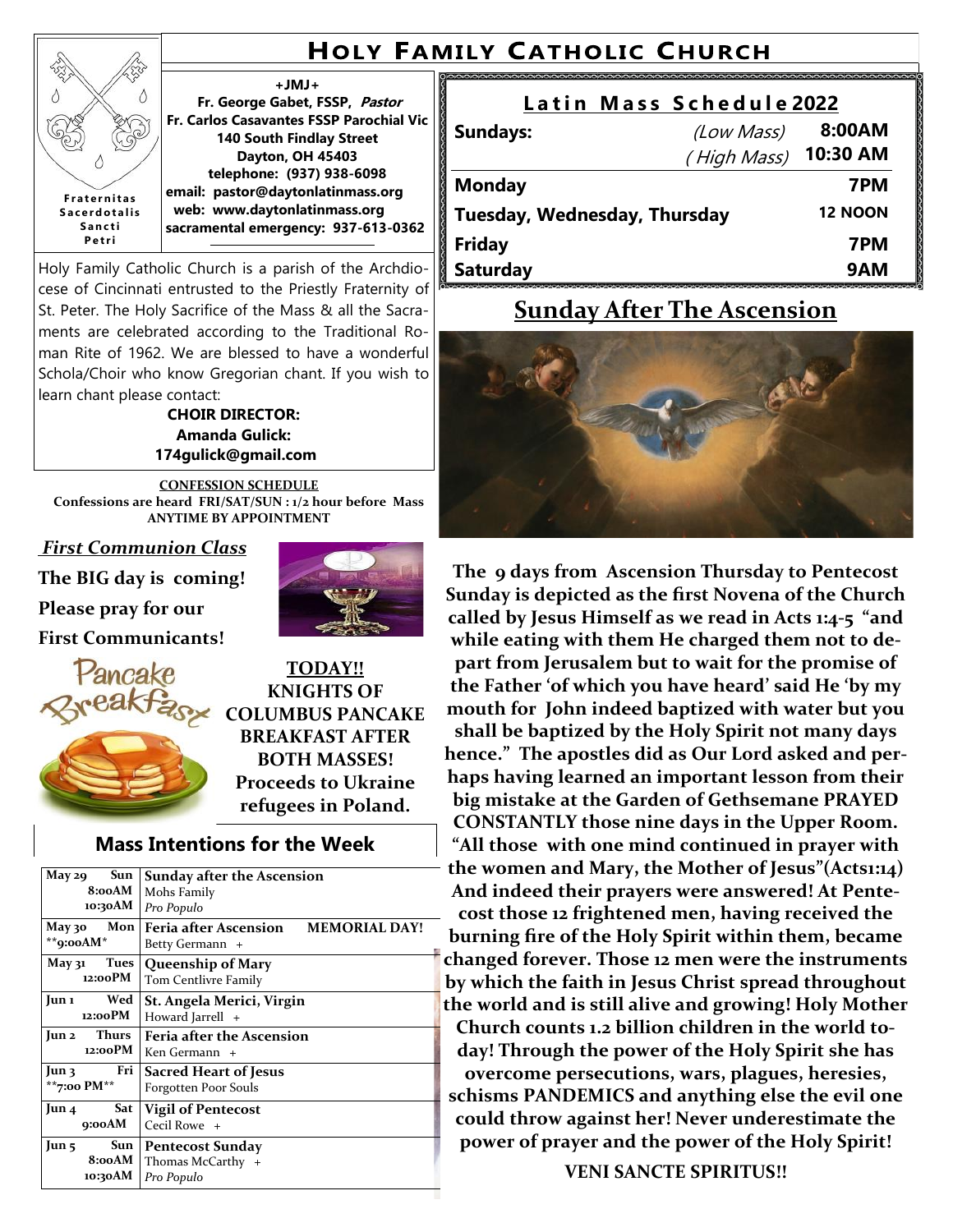# HOLY FAMILY CATHOLIC CHURCH

Fraternitas Sacerdotalis Sancti Petri

**+JMJ+**
**Fr. George Gabet, FSSP, *Pastor***
**Fr. Carlos Casavantes FSSP Parochial Vic**
**140 South Findlay Street**
**Dayton, OH 45403**
**telephone: (937) 938-6098**
**email: pastor@daytonlatinmass.org**
**web: www.daytonlatinmass.org**
**sacramental emergency: 937-613-0362**

Holy Family Catholic Church is a parish of the Archdiocese of Cincinnati entrusted to the Priestly Fraternity of St. Peter. The Holy Sacrifice of the Mass & all the Sacraments are celebrated according to the Traditional Roman Rite of 1962. We are blessed to have a wonderful Schola/Choir who know Gregorian chant. If you wish to learn chant please contact:

**CHOIR DIRECTOR:**
**Amanda Gulick:**
**174gulick@gmail.com**

**CONFESSION SCHEDULE**
**Confessions are heard FRI/SAT/SUN : 1/2 hour before Mass**
**ANYTIME BY APPOINTMENT**

***First Communion Class***

**The BIG day is coming!**
**Please pray for our**
**First Communicants!**

Pancake Breakfast

**TODAY!!**
**KNIGHTS OF COLUMBUS PANCAKE BREAKFAST AFTER BOTH MASSES!**
**Proceeds to Ukraine refugees in Poland.**

## Mass Intentions for the Week

| Date / Time | Intention |
|---|---|
| **May 29 Sun** 8:00AM / 10:30AM | **Sunday after the Ascension** Mohs Family / *Pro Populo* |
| **May 30 Mon** **9:00AM** | **Feria after Ascension** **MEMORIAL DAY!** Betty Germann + |
| **May 31 Tues** 12:00PM | **Queenship of Mary** Tom Centlivre Family |
| **Jun 1 Wed** 12:00PM | **St. Angela Merici, Virgin** Howard Jarrell + |
| **Jun 2 Thurs** 12:00PM | **Feria after the Ascension** Ken Germann + |
| **Jun 3 Fri** **7:00 PM** | **Sacred Heart of Jesus** Forgotten Poor Souls |
| **Jun 4 Sat** 9:00AM | **Vigil of Pentecost** Cecil Rowe + |
| **Jun 5 Sun** 8:00AM / 10:30AM | **Pentecost Sunday** Thomas McCarthy + / *Pro Populo* |

## Latin Mass Schedule 2022

| | | |
|---|---|---|
| **Sundays:** | *(Low Mass)* | **8:00AM** |
| | *(High Mass)* | **10:30 AM** |
| **Monday** | | **7PM** |
| **Tuesday, Wednesday, Thursday** | | **12 NOON** |
| **Friday** | | **7PM** |
| **Saturday** | | **9AM** |

## Sunday After The Ascension

**The 9 days from Ascension Thursday to Pentecost Sunday is depicted as the first Novena of the Church called by Jesus Himself as we read in Acts 1:4-5 "and while eating with them He charged them not to depart from Jerusalem but to wait for the promise of the Father 'of which you have heard' said He 'by my mouth for John indeed baptized with water but you shall be baptized by the Holy Spirit not many days hence." The apostles did as Our Lord asked and perhaps having learned an important lesson from their big mistake at the Garden of Gethsemane PRAYED CONSTANTLY those nine days in the Upper Room. "All those with one mind continued in prayer with the women and Mary, the Mother of Jesus"(Acts1:14) And indeed their prayers were answered! At Pentecost those 12 frightened men, having received the burning fire of the Holy Spirit within them, became changed forever. Those 12 men were the instruments by which the faith in Jesus Christ spread throughout the world and is still alive and growing! Holy Mother Church counts 1.2 billion children in the world today! Through the power of the Holy Spirit she has overcome persecutions, wars, plagues, heresies, schisms PANDEMICS and anything else the evil one could throw against her! Never underestimate the power of prayer and the power of the Holy Spirit!**

**VENI SANCTE SPIRITUS!!**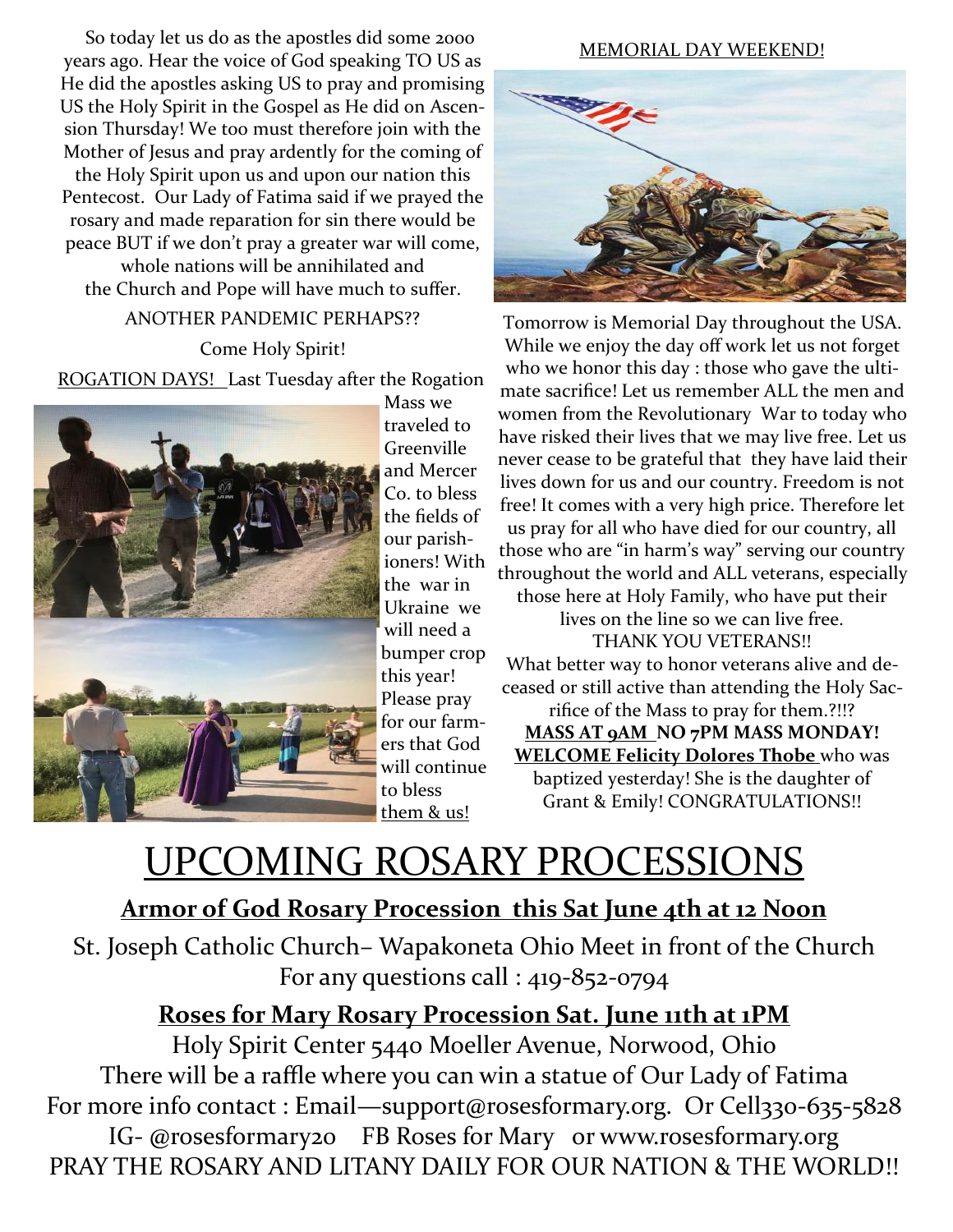So today let us do as the apostles did some 2000 years ago. Hear the voice of God speaking TO US as He did the apostles asking US to pray and promising US the Holy Spirit in the Gospel as He did on Ascension Thursday! We too must therefore join with the Mother of Jesus and pray ardently for the coming of the Holy Spirit upon us and upon our nation this Pentecost. Our Lady of Fatima said if we prayed the rosary and made reparation for sin there would be peace BUT if we don't pray a greater war will come, whole nations will be annihilated and the Church and Pope will have much to suffer.

ANOTHER PANDEMIC PERHAPS??

Come Holy Spirit!

ROGATION DAYS! Last Tuesday after the Rogation Mass we traveled to Greenville and Mercer Co. to bless the fields of our parishioners! With the war in Ukraine we will need a bumper crop this year! Please pray for our farmers that God will continue to bless them & us!

MEMORIAL DAY WEEKEND!

Tomorrow is Memorial Day throughout the USA. While we enjoy the day off work let us not forget who we honor this day : those who gave the ultimate sacrifice! Let us remember ALL the men and women from the Revolutionary War to today who have risked their lives that we may live free. Let us never cease to be grateful that they have laid their lives down for us and our country. Freedom is not free! It comes with a very high price. Therefore let us pray for all who have died for our country, all those who are "in harm's way" serving our country throughout the world and ALL veterans, especially those here at Holy Family, who have put their lives on the line so we can live free.

THANK YOU VETERANS!!

What better way to honor veterans alive and deceased or still active than attending the Holy Sacrifice of the Mass to pray for them.?!!?

**MASS AT 9AM NO 7PM MASS MONDAY!**

**WELCOME Felicity Dolores Thobe** who was baptized yesterday! She is the daughter of Grant & Emily! CONGRATULATIONS!!

# UPCOMING ROSARY PROCESSIONS

## Armor of God Rosary Procession this Sat June 4th at 12 Noon

St. Joseph Catholic Church– Wapakoneta Ohio Meet in front of the Church
For any questions call : 419-852-0794

## Roses for Mary Rosary Procession Sat. June 11th at 1PM

Holy Spirit Center 5440 Moeller Avenue, Norwood, Ohio
There will be a raffle where you can win a statue of Our Lady of Fatima
For more info contact : Email—support@rosesformary.org. Or Cell330-635-5828
IG- @rosesformary20 FB Roses for Mary or www.rosesformary.org

PRAY THE ROSARY AND LITANY DAILY FOR OUR NATION & THE WORLD!!